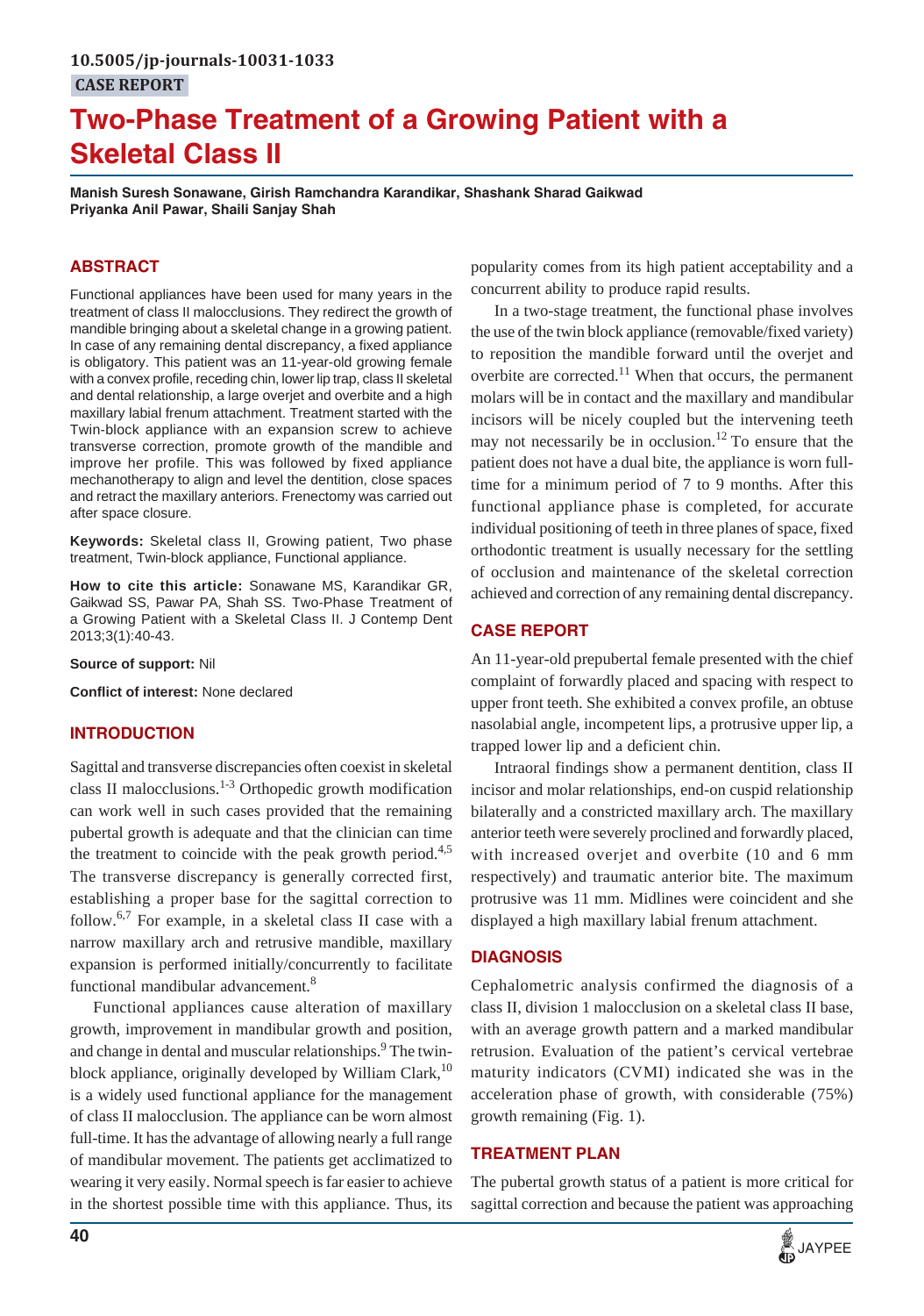10.5005/jp-journals-10031-1033

CASE REPORT

# Two-Phase Treatment of a Growing Patient with a Skeletal Class II

**Manish Suresh Sonawane, Girish Ramchandra Karandikar, Shashank Sharad Gaikwad Priyanka Anil Pawar, Shaili Sanjay Shah**

## ABSTRACT

Functional appliances have been used for many years in the treatment of class II malocclusions. They redirect the growth of mandible bringing about a skeletal change in a growing patient. In case of any remaining dental discrepancy, a fixed appliance is obligatory. This patient was an 11-year-old growing female with a convex profile, receding chin, lower lip trap, class II skeletal and dental relationship, a large overjet and overbite and a high maxillary labial frenum attachment. Treatment started with the Twin-block appliance with an expansion screw to achieve transverse correction, promote growth of the mandible and improve her profile. This was followed by fixed appliance mechanotherapy to align and level the dentition, close spaces and retract the maxillary anteriors. Frenectomy was carried out after space closure.

**Keywords:** Skeletal class II, Growing patient, Two phase treatment, Twin-block appliance, Functional appliance.

**How to cite this article:** Sonawane MS, Karandikar GR, Gaikwad SS, Pawar PA, Shah SS. Two-Phase Treatment of a Growing Patient with a Skeletal Class II. J Contemp Dent 2013;3(1):40-43.

**Source of support:** Nil

**Conflict of interest:** None declared

## INTRODUCTION

Sagittal and transverse discrepancies often coexist in skeletal class II malocclusions.[1-3] Orthopedic growth modification can work well in such cases provided that the remaining pubertal growth is adequate and that the clinician can time the treatment to coincide with the peak growth period.[4,5] The transverse discrepancy is generally corrected first, establishing a proper base for the sagittal correction to follow.[6,7] For example, in a skeletal class II case with a narrow maxillary arch and retrusive mandible, maxillary expansion is performed initially/concurrently to facilitate functional mandibular advancement.[8]

Functional appliances cause alteration of maxillary growth, improvement in mandibular growth and position, and change in dental and muscular relationships.[9] The twin-block appliance, originally developed by William Clark,[10] is a widely used functional appliance for the management of class II malocclusion. The appliance can be worn almost full-time. It has the advantage of allowing nearly a full range of mandibular movement. The patients get acclimatized to wearing it very easily. Normal speech is far easier to achieve in the shortest possible time with this appliance. Thus, its popularity comes from its high patient acceptability and a concurrent ability to produce rapid results.

In a two-stage treatment, the functional phase involves the use of the twin block appliance (removable/fixed variety) to reposition the mandible forward until the overjet and overbite are corrected.[11] When that occurs, the permanent molars will be in contact and the maxillary and mandibular incisors will be nicely coupled but the intervening teeth may not necessarily be in occlusion.[12] To ensure that the patient does not have a dual bite, the appliance is worn full-time for a minimum period of 7 to 9 months. After this functional appliance phase is completed, for accurate individual positioning of teeth in three planes of space, fixed orthodontic treatment is usually necessary for the settling of occlusion and maintenance of the skeletal correction achieved and correction of any remaining dental discrepancy.

## CASE REPORT

An 11-year-old prepubertal female presented with the chief complaint of forwardly placed and spacing with respect to upper front teeth. She exhibited a convex profile, an obtuse nasolabial angle, incompetent lips, a protrusive upper lip, a trapped lower lip and a deficient chin.

Intraoral findings show a permanent dentition, class II incisor and molar relationships, end-on cuspid relationship bilaterally and a constricted maxillary arch. The maxillary anterior teeth were severely proclined and forwardly placed, with increased overjet and overbite (10 and 6 mm respectively) and traumatic anterior bite. The maximum protrusive was 11 mm. Midlines were coincident and she displayed a high maxillary labial frenum attachment.

## DIAGNOSIS

Cephalometric analysis confirmed the diagnosis of a class II, division 1 malocclusion on a skeletal class II base, with an average growth pattern and a marked mandibular retrusion. Evaluation of the patient's cervical vertebrae maturity indicators (CVMI) indicated she was in the acceleration phase of growth, with considerable (75%) growth remaining (Fig. 1).

## TREATMENT PLAN

The pubertal growth status of a patient is more critical for sagittal correction and because the patient was approaching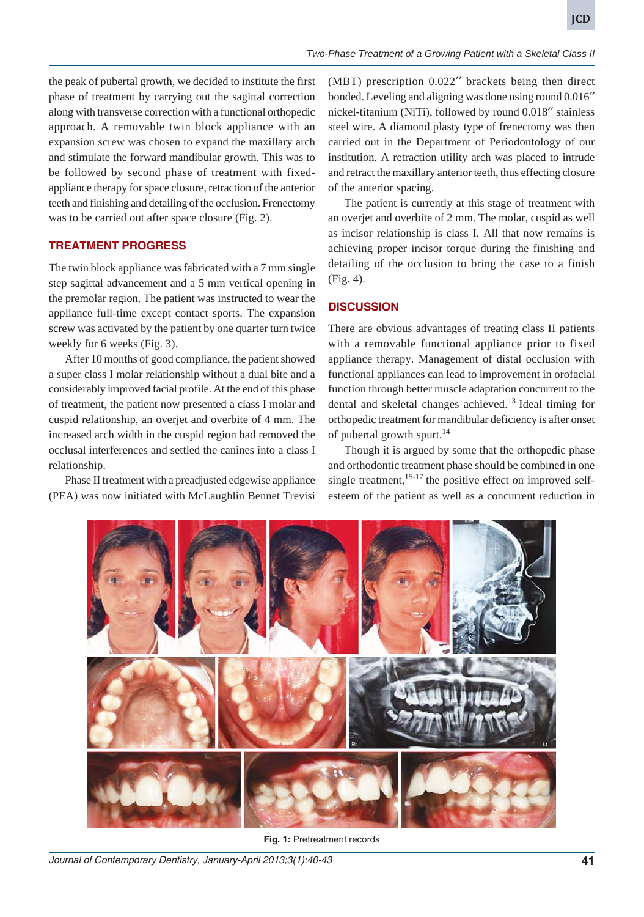the peak of pubertal growth, we decided to institute the first phase of treatment by carrying out the sagittal correction along with transverse correction with a functional orthopedic approach. A removable twin block appliance with an expansion screw was chosen to expand the maxillary arch and stimulate the forward mandibular growth. This was to be followed by second phase of treatment with fixed-appliance therapy for space closure, retraction of the anterior teeth and finishing and detailing of the occlusion. Frenectomy was to be carried out after space closure (Fig. 2).

## TREATMENT PROGRESS

The twin block appliance was fabricated with a 7 mm single step sagittal advancement and a 5 mm vertical opening in the premolar region. The patient was instructed to wear the appliance full-time except contact sports. The expansion screw was activated by the patient by one quarter turn twice weekly for 6 weeks (Fig. 3).

After 10 months of good compliance, the patient showed a super class I molar relationship without a dual bite and a considerably improved facial profile. At the end of this phase of treatment, the patient now presented a class I molar and cuspid relationship, an overjet and overbite of 4 mm. The increased arch width in the cuspid region had removed the occlusal interferences and settled the canines into a class I relationship.

Phase II treatment with a preadjusted edgewise appliance (PEA) was now initiated with McLaughlin Bennet Trevisi (MBT) prescription 0.022″ brackets being then direct bonded. Leveling and aligning was done using round 0.016″ nickel-titanium (NiTi), followed by round 0.018″ stainless steel wire. A diamond plasty type of frenectomy was then carried out in the Department of Periodontology of our institution. A retraction utility arch was placed to intrude and retract the maxillary anterior teeth, thus effecting closure of the anterior spacing.

The patient is currently at this stage of treatment with an overjet and overbite of 2 mm. The molar, cuspid as well as incisor relationship is class I. All that now remains is achieving proper incisor torque during the finishing and detailing of the occlusion to bring the case to a finish (Fig. 4).

## DISCUSSION

There are obvious advantages of treating class II patients with a removable functional appliance prior to fixed appliance therapy. Management of distal occlusion with functional appliances can lead to improvement in orofacial function through better muscle adaptation concurrent to the dental and skeletal changes achieved.[13] Ideal timing for orthopedic treatment for mandibular deficiency is after onset of pubertal growth spurt.[14]

Though it is argued by some that the orthopedic phase and orthodontic treatment phase should be combined in one single treatment,[15-17] the positive effect on improved self-esteem of the patient as well as a concurrent reduction in

**Fig. 1:** Pretreatment records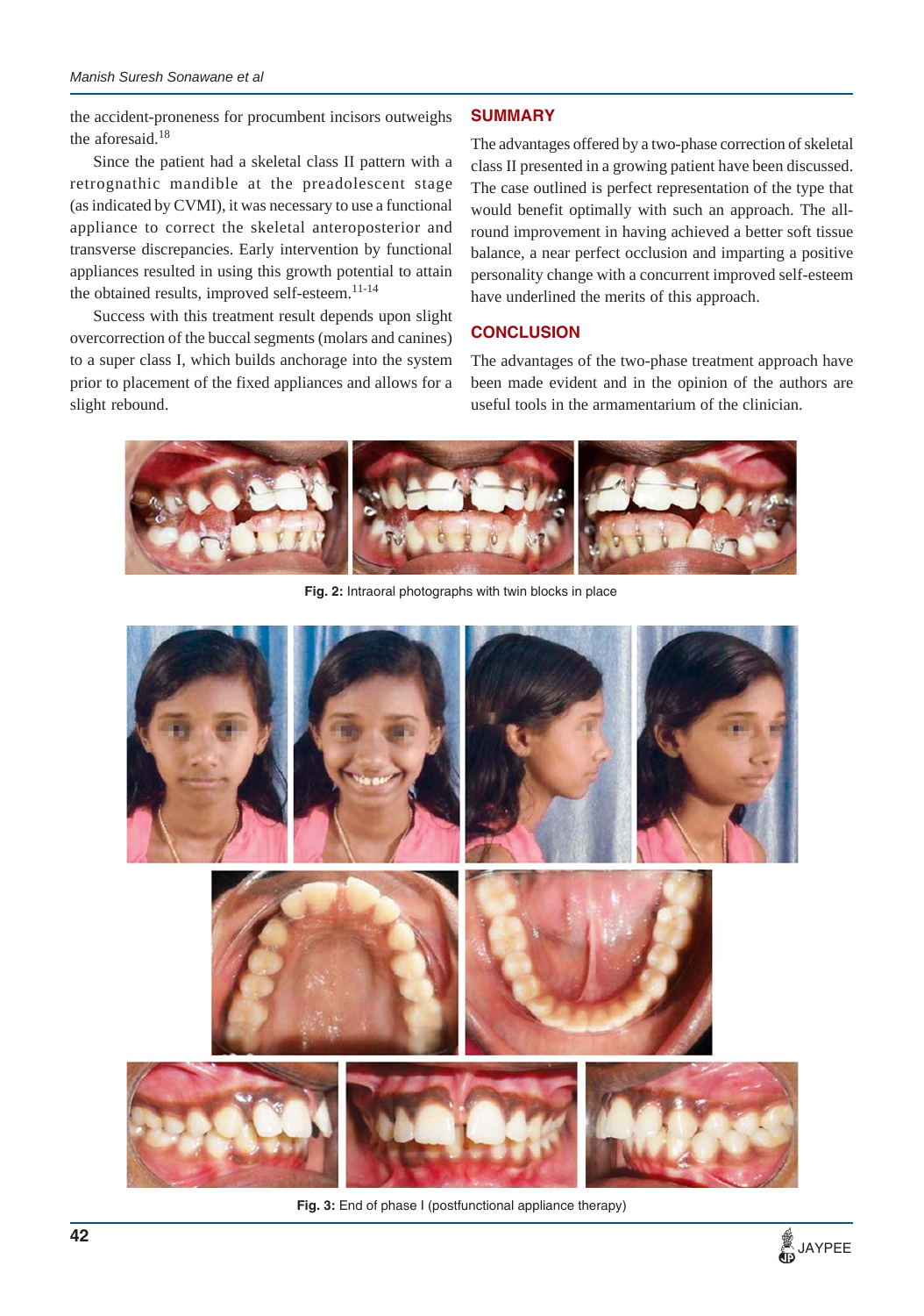the accident-proneness for procumbent incisors outweighs the aforesaid.[18]

Since the patient had a skeletal class II pattern with a retrognathic mandible at the preadolescent stage (as indicated by CVMI), it was necessary to use a functional appliance to correct the skeletal anteroposterior and transverse discrepancies. Early intervention by functional appliances resulted in using this growth potential to attain the obtained results, improved self-esteem.[11-14]

Success with this treatment result depends upon slight overcorrection of the buccal segments (molars and canines) to a super class I, which builds anchorage into the system prior to placement of the fixed appliances and allows for a slight rebound.

## SUMMARY

The advantages offered by a two-phase correction of skeletal class II presented in a growing patient have been discussed. The case outlined is perfect representation of the type that would benefit optimally with such an approach. The all-round improvement in having achieved a better soft tissue balance, a near perfect occlusion and imparting a positive personality change with a concurrent improved self-esteem have underlined the merits of this approach.

## CONCLUSION

The advantages of the two-phase treatment approach have been made evident and in the opinion of the authors are useful tools in the armamentarium of the clinician.

**Fig. 2:** Intraoral photographs with twin blocks in place

**Fig. 3:** End of phase I (postfunctional appliance therapy)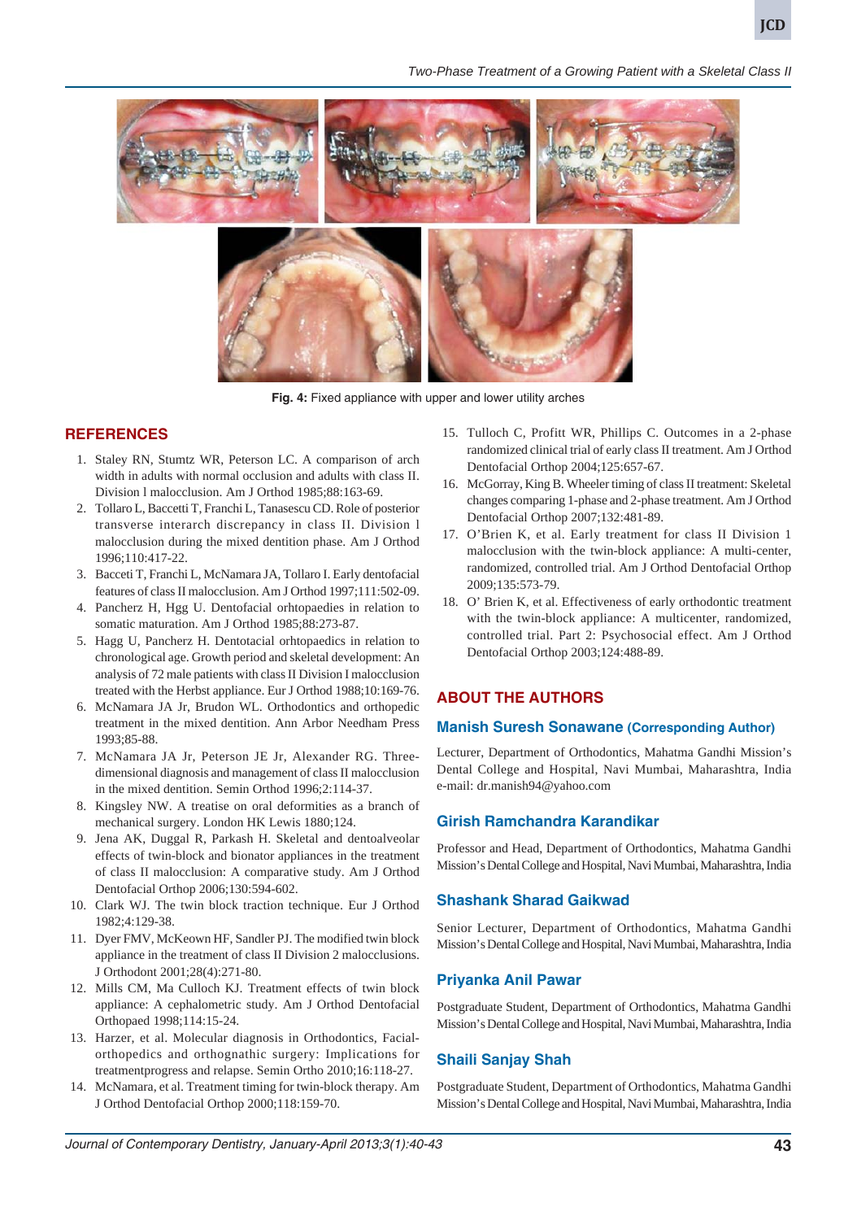Fig. 4: Fixed appliance with upper and lower utility arches

## REFERENCES

1. Staley RN, Stumtz WR, Peterson LC. A comparison of arch width in adults with normal occlusion and adults with class II. Division l malocclusion. Am J Orthod 1985;88:163-69.
2. Tollaro L, Baccetti T, Franchi L, Tanasescu CD. Role of posterior transverse interarch discrepancy in class II. Division l malocclusion during the mixed dentition phase. Am J Orthod 1996;110:417-22.
3. Bacceti T, Franchi L, McNamara JA, Tollaro I. Early dentofacial features of class II malocclusion. Am J Orthod 1997;111:502-09.
4. Pancherz H, Hgg U. Dentofacial orhtopaedies in relation to somatic maturation. Am J Orthod 1985;88:273-87.
5. Hagg U, Pancherz H. Dentotacial orhtopaedics in relation to chronological age. Growth period and skeletal development: An analysis of 72 male patients with class II Division I malocclusion treated with the Herbst appliance. Eur J Orthod 1988;10:169-76.
6. McNamara JA Jr, Brudon WL. Orthodontics and orthopedic treatment in the mixed dentition. Ann Arbor Needham Press 1993;85-88.
7. McNamara JA Jr, Peterson JE Jr, Alexander RG. Three-dimensional diagnosis and management of class II malocclusion in the mixed dentition. Semin Orthod 1996;2:114-37.
8. Kingsley NW. A treatise on oral deformities as a branch of mechanical surgery. London HK Lewis 1880;124.
9. Jena AK, Duggal R, Parkash H. Skeletal and dentoalveolar effects of twin-block and bionator appliances in the treatment of class II malocclusion: A comparative study. Am J Orthod Dentofacial Orthop 2006;130:594-602.
10. Clark WJ. The twin block traction technique. Eur J Orthod 1982;4:129-38.
11. Dyer FMV, McKeown HF, Sandler PJ. The modified twin block appliance in the treatment of class II Division 2 malocclusions. J Orthodont 2001;28(4):271-80.
12. Mills CM, Ma Culloch KJ. Treatment effects of twin block appliance: A cephalometric study. Am J Orthod Dentofacial Orthopaed 1998;114:15-24.
13. Harzer, et al. Molecular diagnosis in Orthodontics, Facial-orthopedics and orthognathic surgery: Implications for treatmentprogress and relapse. Semin Ortho 2010;16:118-27.
14. McNamara, et al. Treatment timing for twin-block therapy. Am J Orthod Dentofacial Orthop 2000;118:159-70.
15. Tulloch C, Profitt WR, Phillips C. Outcomes in a 2-phase randomized clinical trial of early class II treatment. Am J Orthod Dentofacial Orthop 2004;125:657-67.
16. McGorray, King B. Wheeler timing of class II treatment: Skeletal changes comparing 1-phase and 2-phase treatment. Am J Orthod Dentofacial Orthop 2007;132:481-89.
17. O'Brien K, et al. Early treatment for class II Division 1 malocclusion with the twin-block appliance: A multi-center, randomized, controlled trial. Am J Orthod Dentofacial Orthop 2009;135:573-79.
18. O' Brien K, et al. Effectiveness of early orthodontic treatment with the twin-block appliance: A multicenter, randomized, controlled trial. Part 2: Psychosocial effect. Am J Orthod Dentofacial Orthop 2003;124:488-89.

## ABOUT THE AUTHORS

### Manish Suresh Sonawane (Corresponding Author)

Lecturer, Department of Orthodontics, Mahatma Gandhi Mission's Dental College and Hospital, Navi Mumbai, Maharashtra, India
e-mail: dr.manish94@yahoo.com

### Girish Ramchandra Karandikar

Professor and Head, Department of Orthodontics, Mahatma Gandhi Mission's Dental College and Hospital, Navi Mumbai, Maharashtra, India

### Shashank Sharad Gaikwad

Senior Lecturer, Department of Orthodontics, Mahatma Gandhi Mission's Dental College and Hospital, Navi Mumbai, Maharashtra, India

### Priyanka Anil Pawar

Postgraduate Student, Department of Orthodontics, Mahatma Gandhi Mission's Dental College and Hospital, Navi Mumbai, Maharashtra, India

### Shaili Sanjay Shah

Postgraduate Student, Department of Orthodontics, Mahatma Gandhi Mission's Dental College and Hospital, Navi Mumbai, Maharashtra, India